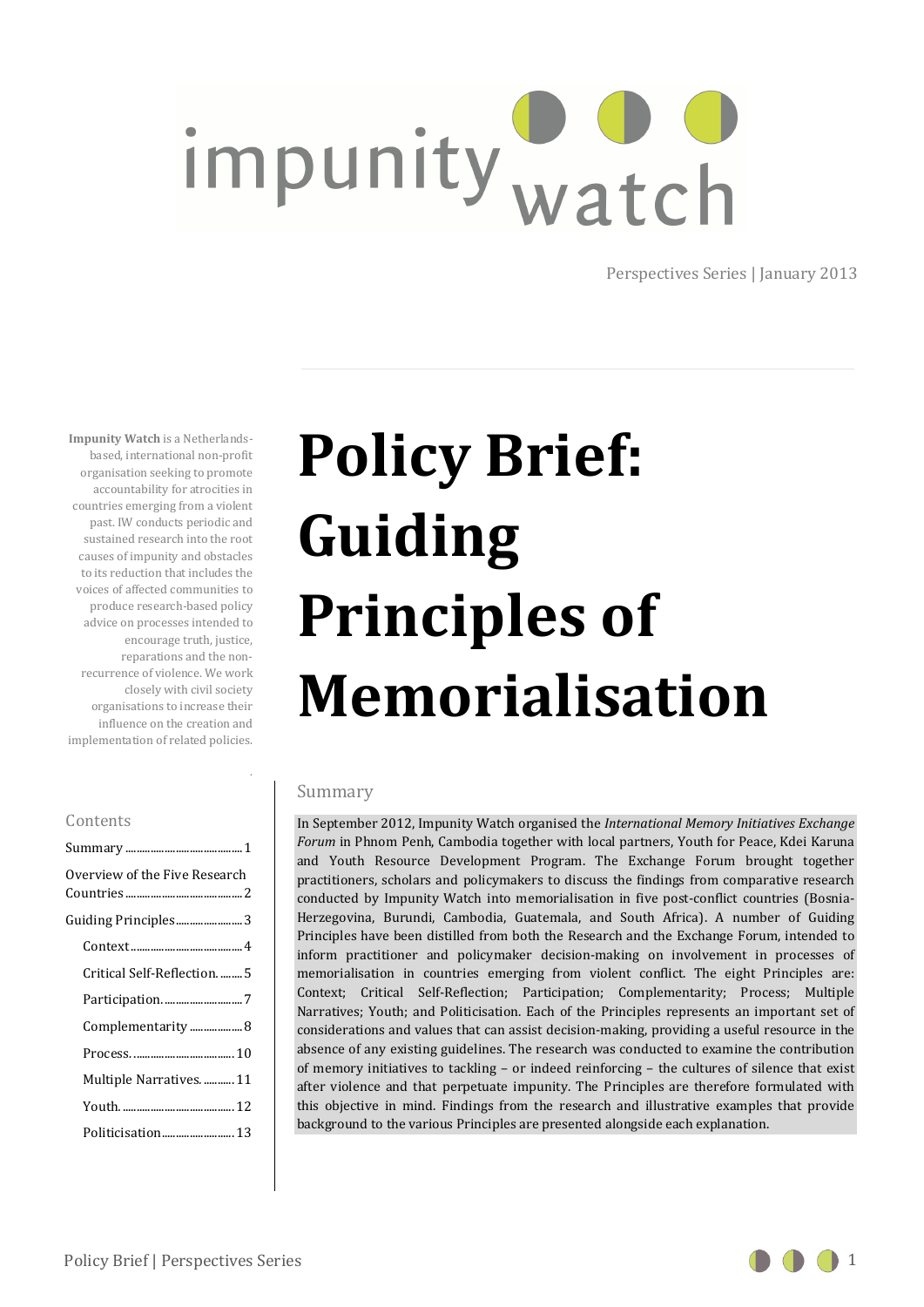impunity watch

Perspectives Series | January 2013

**Impunity Watch** is a Netherlands-based, international non-profit organisation seeking to promote accountability for atrocities in countries emerging from a violent past. IW conducts periodic and sustained research into the root causes of impunity and obstacles to its reduction that includes the voices of affected communities to produce research-based policy advice on processes intended to encourage truth, justice, reparations and the non-recurrence of violence. We work closely with civil society organisations to increase their influence on the creation and implementation of related policies.

# Policy Brief: Guiding Principles of Memorialisation

## Contents

- Summary ..... 1
- Overview of the Five Research Countries ..... 2
- Guiding Principles ..... 3
  - Context ..... 4
  - Critical Self-Reflection. ..... 5
  - Participation. ..... 7
  - Complementarity ..... 8
  - Process. ..... 10
  - Multiple Narratives. ..... 11
  - Youth. ..... 12
  - Politicisation ..... 13

## Summary

In September 2012, Impunity Watch organised the *International Memory Initiatives Exchange Forum* in Phnom Penh, Cambodia together with local partners, Youth for Peace, Kdei Karuna and Youth Resource Development Program. The Exchange Forum brought together practitioners, scholars and policymakers to discuss the findings from comparative research conducted by Impunity Watch into memorialisation in five post-conflict countries (Bosnia-Herzegovina, Burundi, Cambodia, Guatemala, and South Africa). A number of Guiding Principles have been distilled from both the Research and the Exchange Forum, intended to inform practitioner and policymaker decision-making on involvement in processes of memorialisation in countries emerging from violent conflict. The eight Principles are: Context; Critical Self-Reflection; Participation; Complementarity; Process; Multiple Narratives; Youth; and Politicisation. Each of the Principles represents an important set of considerations and values that can assist decision-making, providing a useful resource in the absence of any existing guidelines. The research was conducted to examine the contribution of memory initiatives to tackling – or indeed reinforcing – the cultures of silence that exist after violence and that perpetuate impunity. The Principles are therefore formulated with this objective in mind. Findings from the research and illustrative examples that provide background to the various Principles are presented alongside each explanation.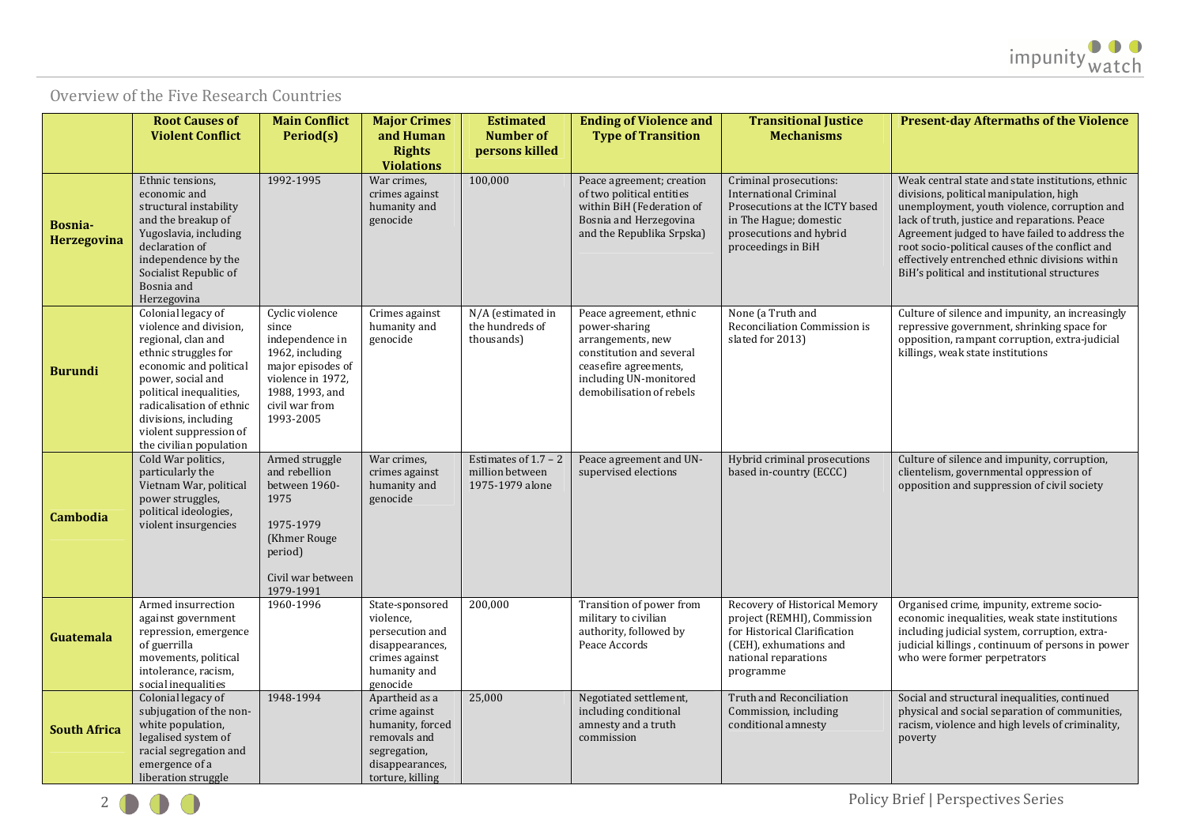## Overview of the Five Research Countries

| | Root Causes of Violent Conflict | Main Conflict Period(s) | Major Crimes and Human Rights Violations | Estimated Number of persons killed | Ending of Violence and Type of Transition | Transitional Justice Mechanisms | Present-day Aftermaths of the Violence |
|---|---|---|---|---|---|---|---|
| **Bosnia-Herzegovina** | Ethnic tensions, economic and structural instability and the breakup of Yugoslavia, including declaration of independence by the Socialist Republic of Bosnia and Herzegovina | 1992-1995 | War crimes, crimes against humanity and genocide | 100,000 | Peace agreement; creation of two political entities within BiH (Federation of Bosnia and Herzegovina and the Republika Srpska) | Criminal prosecutions: International Criminal Prosecutions at the ICTY based in The Hague; domestic prosecutions and hybrid proceedings in BiH | Weak central state and state institutions, ethnic divisions, political manipulation, high unemployment, youth violence, corruption and lack of truth, justice and reparations. Peace Agreement judged to have failed to address the root socio-political causes of the conflict and effectively entrenched ethnic divisions within BiH's political and institutional structures |
| **Burundi** | Colonial legacy of violence and division, regional, clan and ethnic struggles for economic and political power, social and political inequalities, radicalisation of ethnic divisions, including violent suppression of the civilian population | Cyclic violence since independence in 1962, including major episodes of violence in 1972, 1988, 1993, and civil war from 1993-2005 | Crimes against humanity and genocide | N/A (estimated in the hundreds of thousands) | Peace agreement, ethnic power-sharing arrangements, new constitution and several ceasefire agreements, including UN-monitored demobilisation of rebels | None (a Truth and Reconciliation Commission is slated for 2013) | Culture of silence and impunity, an increasingly repressive government, shrinking space for opposition, rampant corruption, extra-judicial killings, weak state institutions |
| **Cambodia** | Cold War politics, particularly the Vietnam War, political power struggles, political ideologies, violent insurgencies | Armed struggle and rebellion between 1960-1975<br><br>1975-1979 (Khmer Rouge period)<br><br>Civil war between 1979-1991 | War crimes, crimes against humanity and genocide | Estimates of 1.7 – 2 million between 1975-1979 alone | Peace agreement and UN-supervised elections | Hybrid criminal prosecutions based in-country (ECCC) | Culture of silence and impunity, corruption, clientelism, governmental oppression of opposition and suppression of civil society |
| **Guatemala** | Armed insurrection against government repression, emergence of guerrilla movements, political intolerance, racism, social inequalities | 1960-1996 | State-sponsored violence, persecution and disappearances, crimes against humanity and genocide | 200,000 | Transition of power from military to civilian authority, followed by Peace Accords | Recovery of Historical Memory project (REMHI), Commission for Historical Clarification (CEH), exhumations and national reparations programme | Organised crime, impunity, extreme socio-economic inequalities, weak state institutions including judicial system, corruption, extra-judicial killings , continuum of persons in power who were former perpetrators |
| **South Africa** | Colonial legacy of subjugation of the non-white population, legalised system of racial segregation and emergence of a liberation struggle | 1948-1994 | Apartheid as a crime against humanity, forced removals and segregation, disappearances, torture, killing | 25,000 | Negotiated settlement, including conditional amnesty and a truth commission | Truth and Reconciliation Commission, including conditional amnesty | Social and structural inequalities, continued physical and social separation of communities, racism, violence and high levels of criminality, poverty |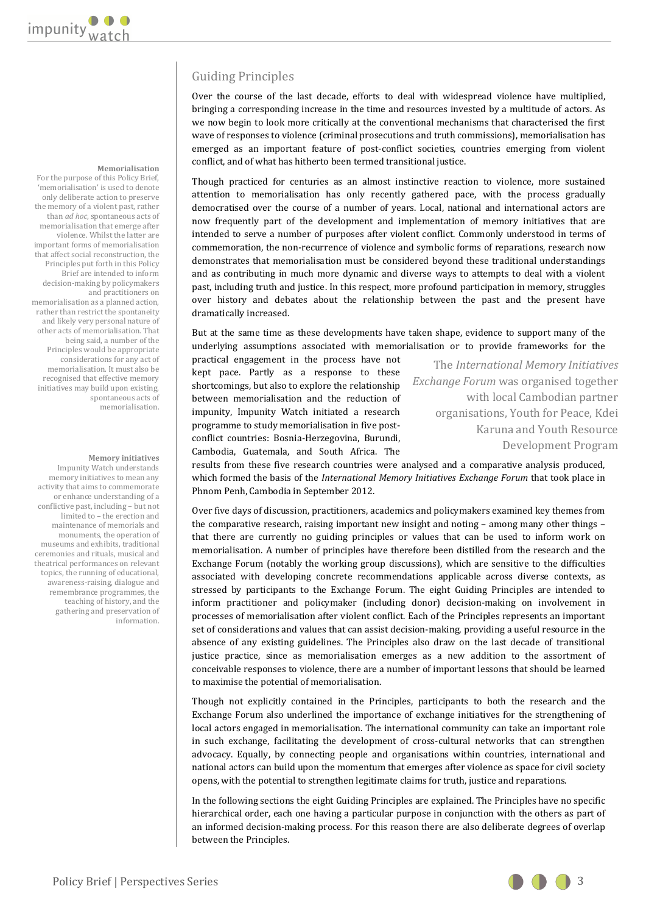## Guiding Principles

Over the course of the last decade, efforts to deal with widespread violence have multiplied, bringing a corresponding increase in the time and resources invested by a multitude of actors. As we now begin to look more critically at the conventional mechanisms that characterised the first wave of responses to violence (criminal prosecutions and truth commissions), memorialisation has emerged as an important feature of post-conflict societies, countries emerging from violent conflict, and of what has hitherto been termed transitional justice.

Though practiced for centuries as an almost instinctive reaction to violence, more sustained attention to memorialisation has only recently gathered pace, with the process gradually democratised over the course of a number of years. Local, national and international actors are now frequently part of the development and implementation of memory initiatives that are intended to serve a number of purposes after violent conflict. Commonly understood in terms of commemoration, the non-recurrence of violence and symbolic forms of reparations, research now demonstrates that memorialisation must be considered beyond these traditional understandings and as contributing in much more dynamic and diverse ways to attempts to deal with a violent past, including truth and justice. In this respect, more profound participation in memory, struggles over history and debates about the relationship between the past and the present have dramatically increased.

But at the same time as these developments have taken shape, evidence to support many of the underlying assumptions associated with memorialisation or to provide frameworks for the practical engagement in the process have not kept pace. Partly as a response to these shortcomings, but also to explore the relationship between memorialisation and the reduction of impunity, Impunity Watch initiated a research programme to study memorialisation in five post-conflict countries: Bosnia-Herzegovina, Burundi, Cambodia, Guatemala, and South Africa. The results from these five research countries were analysed and a comparative analysis produced, which formed the basis of the *International Memory Initiatives Exchange Forum* that took place in Phnom Penh, Cambodia in September 2012.

> The *International Memory Initiatives Exchange Forum* was organised together with local Cambodian partner organisations, Youth for Peace, Kdei Karuna and Youth Resource Development Program

Over five days of discussion, practitioners, academics and policymakers examined key themes from the comparative research, raising important new insight and noting – among many other things – that there are currently no guiding principles or values that can be used to inform work on memorialisation. A number of principles have therefore been distilled from the research and the Exchange Forum (notably the working group discussions), which are sensitive to the difficulties associated with developing concrete recommendations applicable across diverse contexts, as stressed by participants to the Exchange Forum. The eight Guiding Principles are intended to inform practitioner and policymaker (including donor) decision-making on involvement in processes of memorialisation after violent conflict. Each of the Principles represents an important set of considerations and values that can assist decision-making, providing a useful resource in the absence of any existing guidelines. The Principles also draw on the last decade of transitional justice practice, since as memorialisation emerges as a new addition to the assortment of conceivable responses to violence, there are a number of important lessons that should be learned to maximise the potential of memorialisation.

Though not explicitly contained in the Principles, participants to both the research and the Exchange Forum also underlined the importance of exchange initiatives for the strengthening of local actors engaged in memorialisation. The international community can take an important role in such exchange, facilitating the development of cross-cultural networks that can strengthen advocacy. Equally, by connecting people and organisations within countries, international and national actors can build upon the momentum that emerges after violence as space for civil society opens, with the potential to strengthen legitimate claims for truth, justice and reparations.

In the following sections the eight Guiding Principles are explained. The Principles have no specific hierarchical order, each one having a particular purpose in conjunction with the others as part of an informed decision-making process. For this reason there are also deliberate degrees of overlap between the Principles.

**Memorialisation**

For the purpose of this Policy Brief, 'memorialisation' is used to denote only deliberate action to preserve the memory of a violent past, rather than *ad hoc*, spontaneous acts of memorialisation that emerge after violence. Whilst the latter are important forms of memorialisation that affect social reconstruction, the Principles put forth in this Policy Brief are intended to inform decision-making by policymakers and practitioners on memorialisation as a planned action, rather than restrict the spontaneity and likely very personal nature of other acts of memorialisation. That being said, a number of the Principles would be appropriate considerations for any act of memorialisation. It must also be recognised that effective memory initiatives may build upon existing, spontaneous acts of memorialisation.

**Memory initiatives**

Impunity Watch understands memory initiatives to mean any activity that aims to commemorate or enhance understanding of a conflictive past, including – but not limited to – the erection and maintenance of memorials and monuments, the operation of museums and exhibits, traditional ceremonies and rituals, musical and theatrical performances on relevant topics, the running of educational, awareness-raising, dialogue and remembrance programmes, the teaching of history, and the gathering and preservation of information.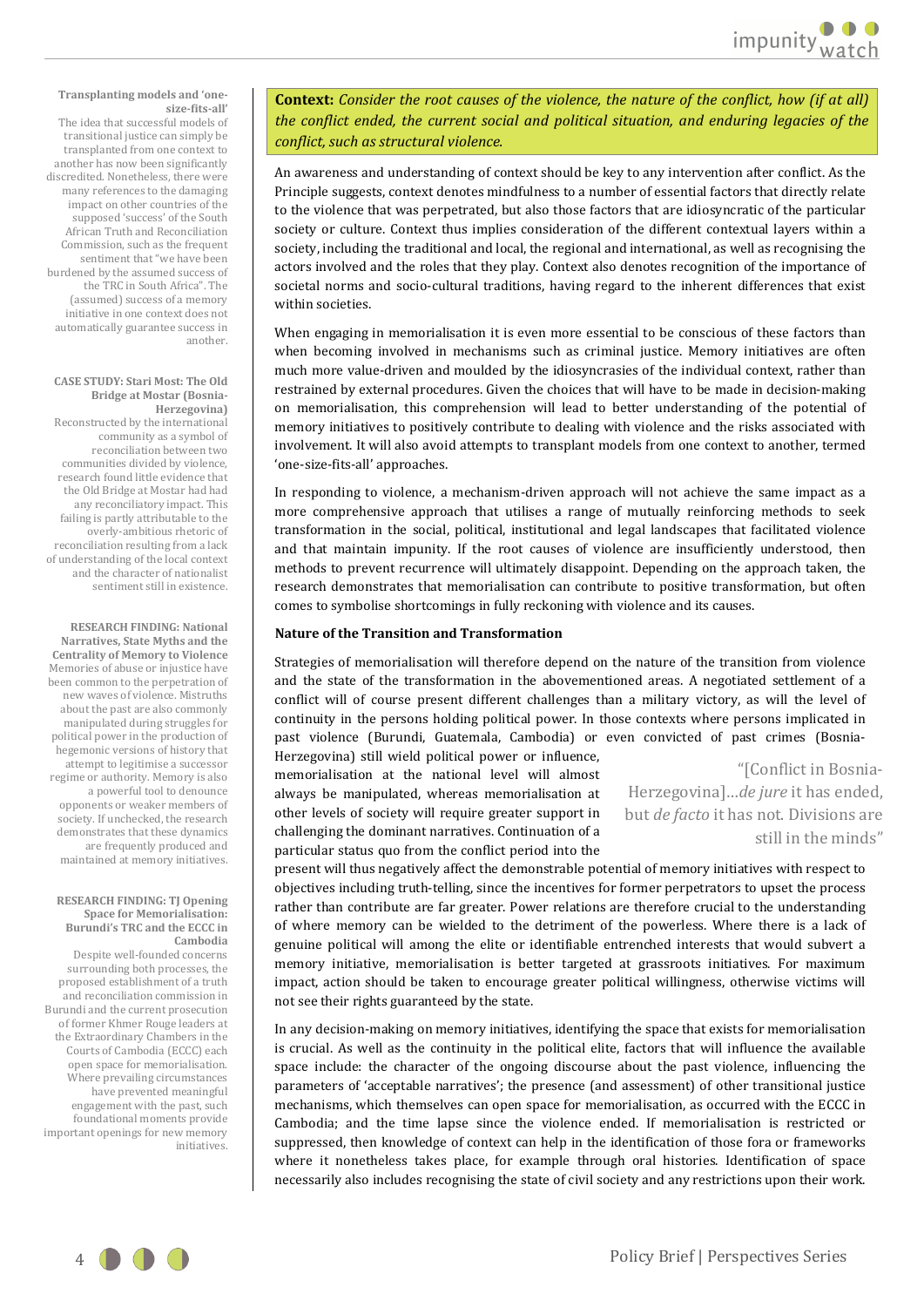**Context:** *Consider the root causes of the violence, the nature of the conflict, how (if at all) the conflict ended, the current social and political situation, and enduring legacies of the conflict, such as structural violence.*

An awareness and understanding of context should be key to any intervention after conflict. As the Principle suggests, context denotes mindfulness to a number of essential factors that directly relate to the violence that was perpetrated, but also those factors that are idiosyncratic of the particular society or culture. Context thus implies consideration of the different contextual layers within a society, including the traditional and local, the regional and international, as well as recognising the actors involved and the roles that they play. Context also denotes recognition of the importance of societal norms and socio-cultural traditions, having regard to the inherent differences that exist within societies.

When engaging in memorialisation it is even more essential to be conscious of these factors than when becoming involved in mechanisms such as criminal justice. Memory initiatives are often much more value-driven and moulded by the idiosyncrasies of the individual context, rather than restrained by external procedures. Given the choices that will have to be made in decision-making on memorialisation, this comprehension will lead to better understanding of the potential of memory initiatives to positively contribute to dealing with violence and the risks associated with involvement. It will also avoid attempts to transplant models from one context to another, termed 'one-size-fits-all' approaches.

In responding to violence, a mechanism-driven approach will not achieve the same impact as a more comprehensive approach that utilises a range of mutually reinforcing methods to seek transformation in the social, political, institutional and legal landscapes that facilitated violence and that maintain impunity. If the root causes of violence are insufficiently understood, then methods to prevent recurrence will ultimately disappoint. Depending on the approach taken, the research demonstrates that memorialisation can contribute to positive transformation, but often comes to symbolise shortcomings in fully reckoning with violence and its causes.

**Nature of the Transition and Transformation**

Strategies of memorialisation will therefore depend on the nature of the transition from violence and the state of the transformation in the abovementioned areas. A negotiated settlement of a conflict will of course present different challenges than a military victory, as will the level of continuity in the persons holding political power. In those contexts where persons implicated in past violence (Burundi, Guatemala, Cambodia) or even convicted of past crimes (Bosnia-Herzegovina) still wield political power or influence, memorialisation at the national level will almost always be manipulated, whereas memorialisation at other levels of society will require greater support in challenging the dominant narratives. Continuation of a particular status quo from the conflict period into the present will thus negatively affect the demonstrable potential of memory initiatives with respect to objectives including truth-telling, since the incentives for former perpetrators to upset the process rather than contribute are far greater. Power relations are therefore crucial to the understanding of where memory can be wielded to the detriment of the powerless. Where there is a lack of genuine political will among the elite or identifiable entrenched interests that would subvert a memory initiative, memorialisation is better targeted at grassroots initiatives. For maximum impact, action should be taken to encourage greater political willingness, otherwise victims will not see their rights guaranteed by the state.

> "[Conflict in Bosnia-Herzegovina]…*de jure* it has ended, but *de facto* it has not. Divisions are still in the minds"

In any decision-making on memory initiatives, identifying the space that exists for memorialisation is crucial. As well as the continuity in the political elite, factors that will influence the available space include: the character of the ongoing discourse about the past violence, influencing the parameters of 'acceptable narratives'; the presence (and assessment) of other transitional justice mechanisms, which themselves can open space for memorialisation, as occurred with the ECCC in Cambodia; and the time lapse since the violence ended. If memorialisation is restricted or suppressed, then knowledge of context can help in the identification of those fora or frameworks where it nonetheless takes place, for example through oral histories. Identification of space necessarily also includes recognising the state of civil society and any restrictions upon their work.

**Transplanting models and 'one-size-fits-all'**

The idea that successful models of transitional justice can simply be transplanted from one context to another has now been significantly discredited. Nonetheless, there were many references to the damaging impact on other countries of the supposed 'success' of the South African Truth and Reconciliation Commission, such as the frequent sentiment that "we have been burdened by the assumed success of the TRC in South Africa". The (assumed) success of a memory initiative in one context does not automatically guarantee success in another.

**CASE STUDY: Stari Most: The Old Bridge at Mostar (Bosnia-Herzegovina)**

Reconstructed by the international community as a symbol of reconciliation between two communities divided by violence, research found little evidence that the Old Bridge at Mostar had had any reconciliatory impact. This failing is partly attributable to the overly-ambitious rhetoric of reconciliation resulting from a lack of understanding of the local context and the character of nationalist sentiment still in existence.

**RESEARCH FINDING: National Narratives, State Myths and the Centrality of Memory to Violence**

Memories of abuse or injustice have been common to the perpetration of new waves of violence. Mistruths about the past are also commonly manipulated during struggles for political power in the production of hegemonic versions of history that attempt to legitimise a successor regime or authority. Memory is also a powerful tool to denounce opponents or weaker members of society. If unchecked, the research demonstrates that these dynamics are frequently produced and maintained at memory initiatives.

**RESEARCH FINDING: TJ Opening Space for Memorialisation: Burundi's TRC and the ECCC in Cambodia**

Despite well-founded concerns surrounding both processes, the proposed establishment of a truth and reconciliation commission in Burundi and the current prosecution of former Khmer Rouge leaders at the Extraordinary Chambers in the Courts of Cambodia (ECCC) each open space for memorialisation. Where prevailing circumstances have prevented meaningful engagement with the past, such foundational moments provide important openings for new memory initiatives.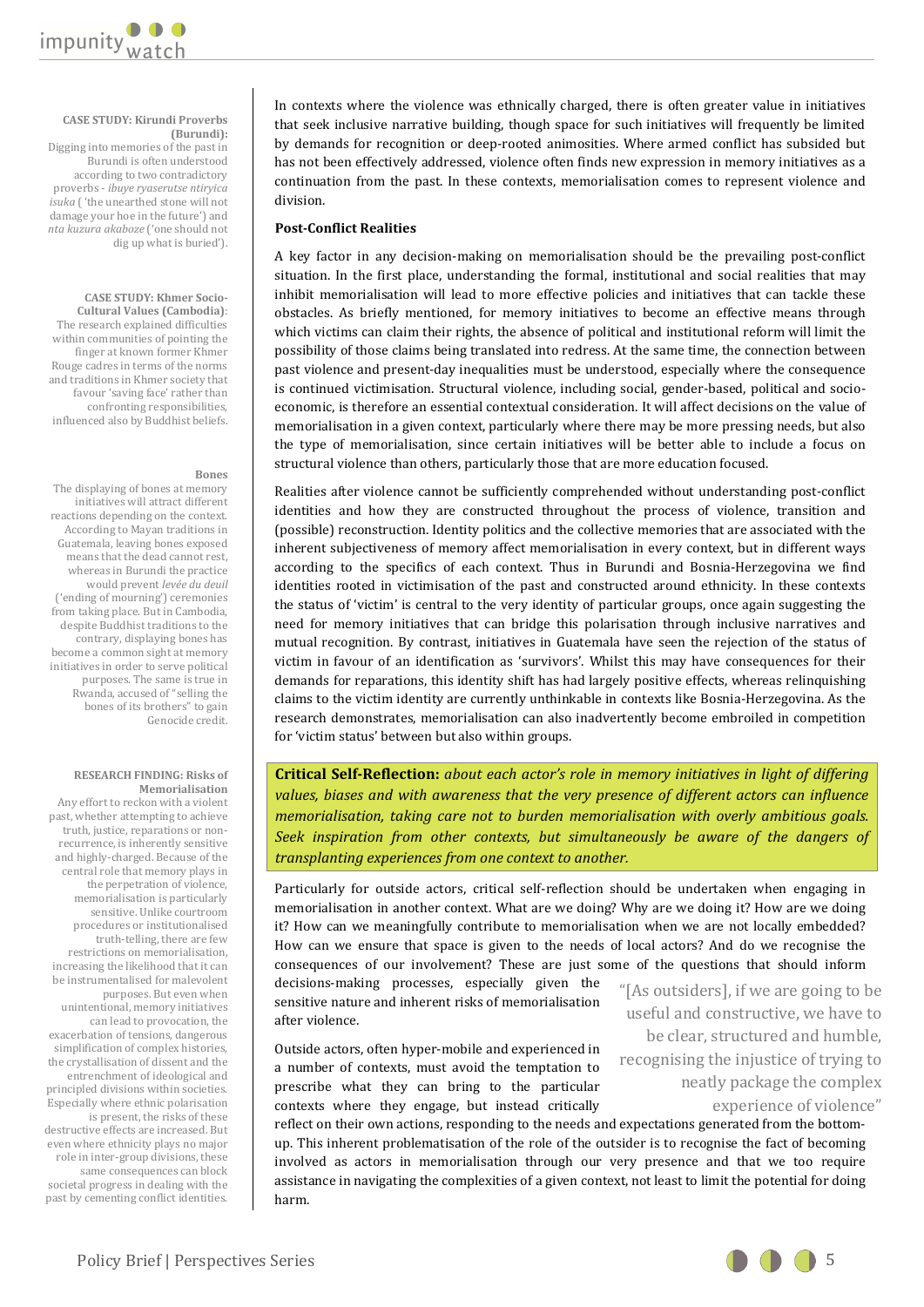In contexts where the violence was ethnically charged, there is often greater value in initiatives that seek inclusive narrative building, though space for such initiatives will frequently be limited by demands for recognition or deep-rooted animosities. Where armed conflict has subsided but has not been effectively addressed, violence often finds new expression in memory initiatives as a continuation from the past. In these contexts, memorialisation comes to represent violence and division.

### Post-Conflict Realities

A key factor in any decision-making on memorialisation should be the prevailing post-conflict situation. In the first place, understanding the formal, institutional and social realities that may inhibit memorialisation will lead to more effective policies and initiatives that can tackle these obstacles. As briefly mentioned, for memory initiatives to become an effective means through which victims can claim their rights, the absence of political and institutional reform will limit the possibility of those claims being translated into redress. At the same time, the connection between past violence and present-day inequalities must be understood, especially where the consequence is continued victimisation. Structural violence, including social, gender-based, political and socio-economic, is therefore an essential contextual consideration. It will affect decisions on the value of memorialisation in a given context, particularly where there may be more pressing needs, but also the type of memorialisation, since certain initiatives will be better able to include a focus on structural violence than others, particularly those that are more education focused.

Realities after violence cannot be sufficiently comprehended without understanding post-conflict identities and how they are constructed throughout the process of violence, transition and (possible) reconstruction. Identity politics and the collective memories that are associated with the inherent subjectiveness of memory affect memorialisation in every context, but in different ways according to the specifics of each context. Thus in Burundi and Bosnia-Herzegovina we find identities rooted in victimisation of the past and constructed around ethnicity. In these contexts the status of 'victim' is central to the very identity of particular groups, once again suggesting the need for memory initiatives that can bridge this polarisation through inclusive narratives and mutual recognition. By contrast, initiatives in Guatemala have seen the rejection of the status of victim in favour of an identification as 'survivors'. Whilst this may have consequences for their demands for reparations, this identity shift has had largely positive effects, whereas relinquishing claims to the victim identity are currently unthinkable in contexts like Bosnia-Herzegovina. As the research demonstrates, memorialisation can also inadvertently become embroiled in competition for 'victim status' between but also within groups.

**Critical Self-Reflection:** *about each actor's role in memory initiatives in light of differing values, biases and with awareness that the very presence of different actors can influence memorialisation, taking care not to burden memorialisation with overly ambitious goals. Seek inspiration from other contexts, but simultaneously be aware of the dangers of transplanting experiences from one context to another.*

Particularly for outside actors, critical self-reflection should be undertaken when engaging in memorialisation in another context. What are we doing? Why are we doing it? How are we doing it? How can we meaningfully contribute to memorialisation when we are not locally embedded? How can we ensure that space is given to the needs of local actors? And do we recognise the consequences of our involvement? These are just some of the questions that should inform decisions-making processes, especially given the sensitive nature and inherent risks of memorialisation after violence.

> "[As outsiders], if we are going to be useful and constructive, we have to be clear, structured and humble, recognising the injustice of trying to neatly package the complex experience of violence"

Outside actors, often hyper-mobile and experienced in a number of contexts, must avoid the temptation to prescribe what they can bring to the particular contexts where they engage, but instead critically reflect on their own actions, responding to the needs and expectations generated from the bottom-up. This inherent problematisation of the role of the outsider is to recognise the fact of becoming involved as actors in memorialisation through our very presence and that we too require assistance in navigating the complexities of a given context, not least to limit the potential for doing harm.

**CASE STUDY: Kirundi Proverbs (Burundi):**
Digging into memories of the past in Burundi is often understood according to two contradictory proverbs - *ibuye ryaserutse ntiryica isuka* ( 'the unearthed stone will not damage your hoe in the future') and *nta kuzura akaboze* ('one should not dig up what is buried').

**CASE STUDY: Khmer Socio-Cultural Values (Cambodia)**:
The research explained difficulties within communities of pointing the finger at known former Khmer Rouge cadres in terms of the norms and traditions in Khmer society that favour 'saving face' rather than confronting responsibilities, influenced also by Buddhist beliefs.

**Bones**
The displaying of bones at memory initiatives will attract different reactions depending on the context. According to Mayan traditions in Guatemala, leaving bones exposed means that the dead cannot rest, whereas in Burundi the practice would prevent *levée du deuil* ('ending of mourning') ceremonies from taking place. But in Cambodia, despite Buddhist traditions to the contrary, displaying bones has become a common sight at memory initiatives in order to serve political purposes. The same is true in Rwanda, accused of "selling the bones of its brothers" to gain Genocide credit.

**RESEARCH FINDING: Risks of Memorialisation**
Any effort to reckon with a violent past, whether attempting to achieve truth, justice, reparations or non-recurrence, is inherently sensitive and highly-charged. Because of the central role that memory plays in the perpetration of violence, memorialisation is particularly sensitive. Unlike courtroom procedures or institutionalised truth-telling, there are few restrictions on memorialisation, increasing the likelihood that it can be instrumentalised for malevolent purposes. But even when unintentional, memory initiatives can lead to provocation, the exacerbation of tensions, dangerous simplification of complex histories, the crystallisation of dissent and the entrenchment of ideological and principled divisions within societies. Especially where ethnic polarisation is present, the risks of these destructive effects are increased. But even where ethnicity plays no major role in inter-group divisions, these same consequences can block societal progress in dealing with the past by cementing conflict identities.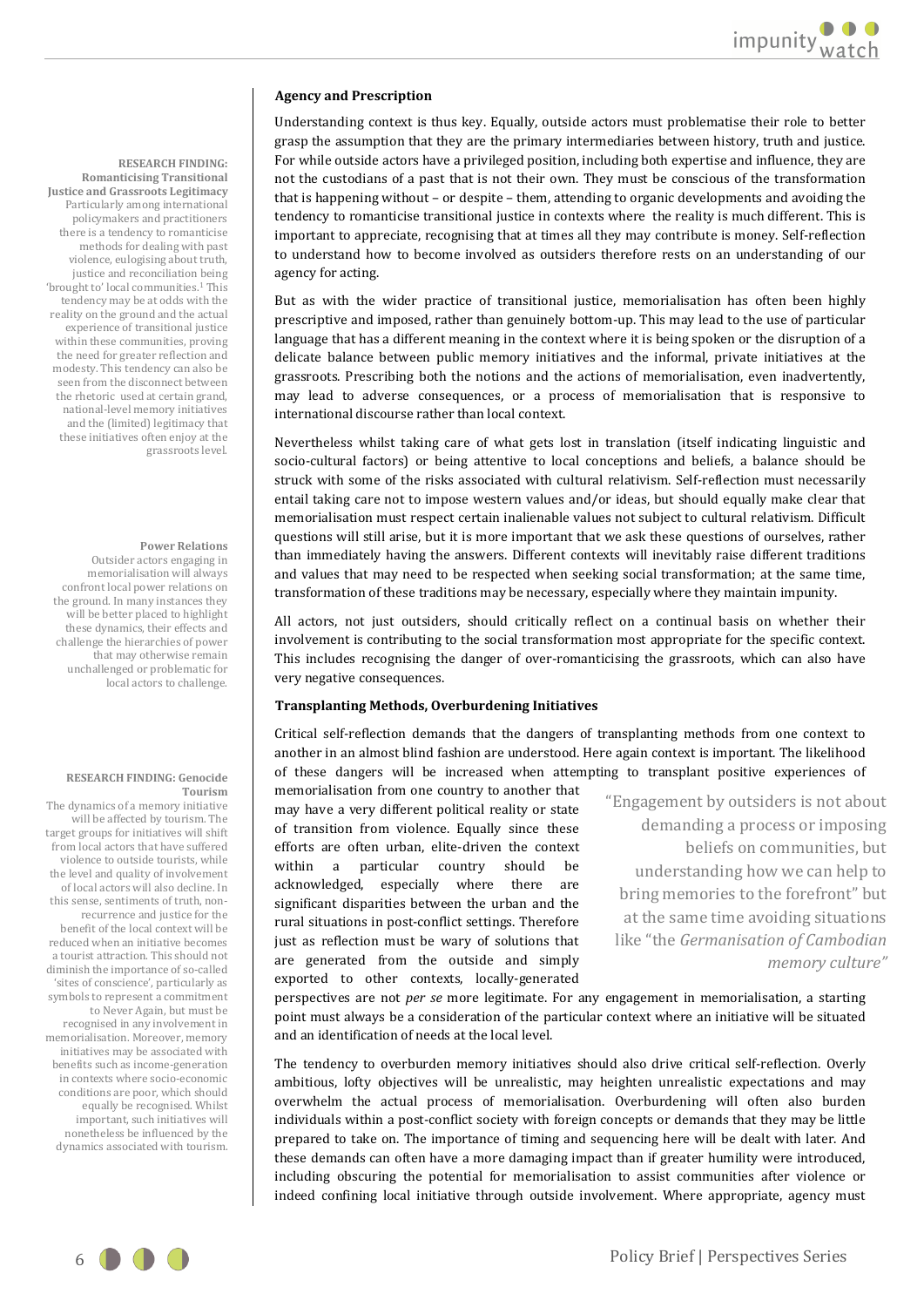## Agency and Prescription

Understanding context is thus key. Equally, outside actors must problematise their role to better grasp the assumption that they are the primary intermediaries between history, truth and justice. For while outside actors have a privileged position, including both expertise and influence, they are not the custodians of a past that is not their own. They must be conscious of the transformation that is happening without – or despite – them, attending to organic developments and avoiding the tendency to romanticise transitional justice in contexts where the reality is much different. This is important to appreciate, recognising that at times all they may contribute is money. Self-reflection to understand how to become involved as outsiders therefore rests on an understanding of our agency for acting.

But as with the wider practice of transitional justice, memorialisation has often been highly prescriptive and imposed, rather than genuinely bottom-up. This may lead to the use of particular language that has a different meaning in the context where it is being spoken or the disruption of a delicate balance between public memory initiatives and the informal, private initiatives at the grassroots. Prescribing both the notions and the actions of memorialisation, even inadvertently, may lead to adverse consequences, or a process of memorialisation that is responsive to international discourse rather than local context.

Nevertheless whilst taking care of what gets lost in translation (itself indicating linguistic and socio-cultural factors) or being attentive to local conceptions and beliefs, a balance should be struck with some of the risks associated with cultural relativism. Self-reflection must necessarily entail taking care not to impose western values and/or ideas, but should equally make clear that memorialisation must respect certain inalienable values not subject to cultural relativism. Difficult questions will still arise, but it is more important that we ask these questions of ourselves, rather than immediately having the answers. Different contexts will inevitably raise different traditions and values that may need to be respected when seeking social transformation; at the same time, transformation of these traditions may be necessary, especially where they maintain impunity.

All actors, not just outsiders, should critically reflect on a continual basis on whether their involvement is contributing to the social transformation most appropriate for the specific context. This includes recognising the danger of over-romanticising the grassroots, which can also have very negative consequences.

**RESEARCH FINDING: Romanticising Transitional Justice and Grassroots Legitimacy**
Particularly among international policymakers and practitioners there is a tendency to romanticise methods for dealing with past violence, eulogising about truth, justice and reconciliation being 'brought to' local communities.[1] This tendency may be at odds with the reality on the ground and the actual experience of transitional justice within these communities, proving the need for greater reflection and modesty. This tendency can also be seen from the disconnect between the rhetoric used at certain grand, national-level memory initiatives and the (limited) legitimacy that these initiatives often enjoy at the grassroots level.

**Power Relations**
Outsider actors engaging in memorialisation will always confront local power relations on the ground. In many instances they will be better placed to highlight these dynamics, their effects and challenge the hierarchies of power that may otherwise remain unchallenged or problematic for local actors to challenge.

## Transplanting Methods, Overburdening Initiatives

Critical self-reflection demands that the dangers of transplanting methods from one context to another in an almost blind fashion are understood. Here again context is important. The likelihood of these dangers will be increased when attempting to transplant positive experiences of memorialisation from one country to another that may have a very different political reality or state of transition from violence. Equally since these efforts are often urban, elite-driven the context within a particular country should be acknowledged, especially where there are significant disparities between the urban and the rural situations in post-conflict settings. Therefore just as reflection must be wary of solutions that are generated from the outside and simply exported to other contexts, locally-generated perspectives are not *per se* more legitimate. For any engagement in memorialisation, a starting point must always be a consideration of the particular context where an initiative will be situated and an identification of needs at the local level.

> "Engagement by outsiders is not about demanding a process or imposing beliefs on communities, but understanding how we can help to bring memories to the forefront" but at the same time avoiding situations like "the *Germanisation of Cambodian memory culture"*

The tendency to overburden memory initiatives should also drive critical self-reflection. Overly ambitious, lofty objectives will be unrealistic, may heighten unrealistic expectations and may overwhelm the actual process of memorialisation. Overburdening will often also burden individuals within a post-conflict society with foreign concepts or demands that they may be little prepared to take on. The importance of timing and sequencing here will be dealt with later. And these demands can often have a more damaging impact than if greater humility were introduced, including obscuring the potential for memorialisation to assist communities after violence or indeed confining local initiative through outside involvement. Where appropriate, agency must

**RESEARCH FINDING: Genocide Tourism**
The dynamics of a memory initiative will be affected by tourism. The target groups for initiatives will shift from local actors that have suffered violence to outside tourists, while the level and quality of involvement of local actors will also decline. In this sense, sentiments of truth, non-recurrence and justice for the benefit of the local context will be reduced when an initiative becomes a tourist attraction. This should not diminish the importance of so-called 'sites of conscience', particularly as symbols to represent a commitment to Never Again, but must be recognised in any involvement in memorialisation. Moreover, memory initiatives may be associated with benefits such as income-generation in contexts where socio-economic conditions are poor, which should equally be recognised. Whilst important, such initiatives will nonetheless be influenced by the dynamics associated with tourism.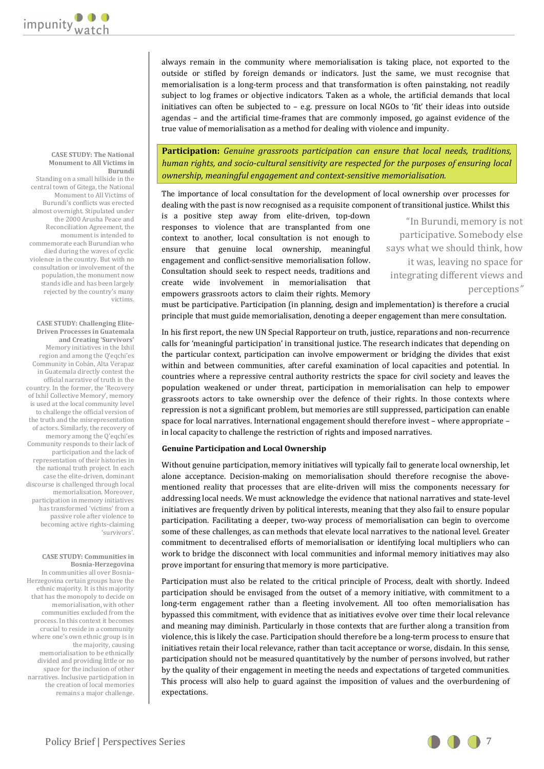always remain in the community where memorialisation is taking place, not exported to the outside or stifled by foreign demands or indicators. Just the same, we must recognise that memorialisation is a long-term process and that transformation is often painstaking, not readily subject to log frames or objective indicators. Taken as a whole, the artificial demands that local initiatives can often be subjected to – e.g. pressure on local NGOs to 'fit' their ideas into outside agendas – and the artificial time-frames that are commonly imposed, go against evidence of the true value of memorialisation as a method for dealing with violence and impunity.

**Participation:** *Genuine grassroots participation can ensure that local needs, traditions, human rights, and socio-cultural sensitivity are respected for the purposes of ensuring local ownership, meaningful engagement and context-sensitive memorialisation.*

The importance of local consultation for the development of local ownership over processes for dealing with the past is now recognised as a requisite component of transitional justice. Whilst this is a positive step away from elite-driven, top-down responses to violence that are transplanted from one context to another, local consultation is not enough to ensure that genuine local ownership, meaningful engagement and conflict-sensitive memorialisation follow. Consultation should seek to respect needs, traditions and create wide involvement in memorialisation that empowers grassroots actors to claim their rights. Memory must be participative. Participation (in planning, design and implementation) is therefore a crucial principle that must guide memorialisation, denoting a deeper engagement than mere consultation.

> "In Burundi, memory is not participative. Somebody else says what we should think, how it was, leaving no space for integrating different views and perceptions"

In his first report, the new UN Special Rapporteur on truth, justice, reparations and non-recurrence calls for 'meaningful participation' in transitional justice. The research indicates that depending on the particular context, participation can involve empowerment or bridging the divides that exist within and between communities, after careful examination of local capacities and potential. In countries where a repressive central authority restricts the space for civil society and leaves the population weakened or under threat, participation in memorialisation can help to empower grassroots actors to take ownership over the defence of their rights. In those contexts where repression is not a significant problem, but memories are still suppressed, participation can enable space for local narratives. International engagement should therefore invest – where appropriate – in local capacity to challenge the restriction of rights and imposed narratives.

**Genuine Participation and Local Ownership**

Without genuine participation, memory initiatives will typically fail to generate local ownership, let alone acceptance. Decision-making on memorialisation should therefore recognise the above-mentioned reality that processes that are elite-driven will miss the components necessary for addressing local needs. We must acknowledge the evidence that national narratives and state-level initiatives are frequently driven by political interests, meaning that they also fail to ensure popular participation. Facilitating a deeper, two-way process of memorialisation can begin to overcome some of these challenges, as can methods that elevate local narratives to the national level. Greater commitment to decentralised efforts of memorialisation or identifying local multipliers who can work to bridge the disconnect with local communities and informal memory initiatives may also prove important for ensuring that memory is more participative.

Participation must also be related to the critical principle of Process, dealt with shortly. Indeed participation should be envisaged from the outset of a memory initiative, with commitment to a long-term engagement rather than a fleeting involvement. All too often memorialisation has bypassed this commitment, with evidence that as initiatives evolve over time their local relevance and meaning may diminish. Particularly in those contexts that are further along a transition from violence, this is likely the case. Participation should therefore be a long-term process to ensure that initiatives retain their local relevance, rather than tacit acceptance or worse, disdain. In this sense, participation should not be measured quantitatively by the number of persons involved, but rather by the quality of their engagement in meeting the needs and expectations of targeted communities. This process will also help to guard against the imposition of values and the overburdening of expectations.

**CASE STUDY: The National Monument to All Victims in Burundi**

Standing on a small hillside in the central town of Gitega, the National Monument to All Victims of Burundi's conflicts was erected almost overnight. Stipulated under the 2000 Arusha Peace and Reconciliation Agreement, the monument is intended to commemorate each Burundian who died during the waves of cyclic violence in the country. But with no consultation or involvement of the population, the monument now stands idle and has been largely rejected by the country's many victims.

**CASE STUDY: Challenging Elite-Driven Processes in Guatemala and Creating 'Survivors'**

Memory initiatives in the Ixhil region and among the Q'eqchi'es Community in Cobán, Alta Verapaz in Guatemala directly contest the official narrative of truth in the country. In the former, the 'Recovery of Ixhil Collective Memory', memory is used at the local community level to challenge the official version of the truth and the misrepresentation of actors. Similarly, the recovery of memory among the Q'eqchi'es Community responds to their lack of participation and the lack of representation of their histories in the national truth project. In each case the elite-driven, dominant discourse is challenged through local memorialisation. Moreover, participation in memory initiatives has transformed 'victims' from a passive role after violence to becoming active rights-claiming 'survivors'.

**CASE STUDY: Communities in Bosnia-Herzegovina**

In communities all over Bosnia-Herzegovina certain groups have the ethnic majority. It is this majority that has the monopoly to decide on memorialisation, with other communities excluded from the process. In this context it becomes crucial to reside in a community where one's own ethnic group is in the majority, causing memorialisation to be ethnically divided and providing little or no space for the inclusion of other narratives. Inclusive participation in the creation of local memories remains a major challenge.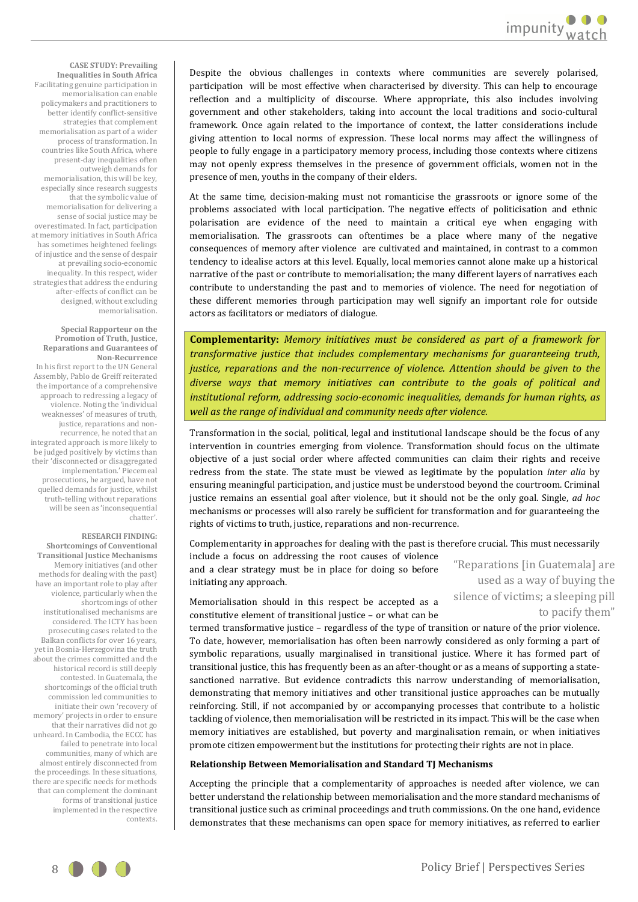**CASE STUDY: Prevailing Inequalities in South Africa**

Facilitating genuine participation in memorialisation can enable policymakers and practitioners to better identify conflict-sensitive strategies that complement memorialisation as part of a wider process of transformation. In countries like South Africa, where present-day inequalities often outweigh demands for memorialisation, this will be key, especially since research suggests that the symbolic value of memorialisation for delivering a sense of social justice may be overestimated. In fact, participation at memory initiatives in South Africa has sometimes heightened feelings of injustice and the sense of despair at prevailing socio-economic inequality. In this respect, wider strategies that address the enduring after-effects of conflict can be designed, without excluding memorialisation.

**Special Rapporteur on the Promotion of Truth, Justice, Reparations and Guarantees of Non-Recurrence**

In his first report to the UN General Assembly, Pablo de Greiff reiterated the importance of a comprehensive approach to redressing a legacy of violence. Noting the 'individual weaknesses' of measures of truth, justice, reparations and non-recurrence, he noted that an integrated approach is more likely to be judged positively by victims than their 'disconnected or disaggregated implementation.' Piecemeal prosecutions, he argued, have not quelled demands for justice, whilst truth-telling without reparations will be seen as 'inconsequential chatter'.

**RESEARCH FINDING: Shortcomings of Conventional Transitional Justice Mechanisms**

Memory initiatives (and other methods for dealing with the past) have an important role to play after violence, particularly when the shortcomings of other institutionalised mechanisms are considered. The ICTY has been prosecuting cases related to the Balkan conflicts for over 16 years, yet in Bosnia-Herzegovina the truth about the crimes committed and the historical record is still deeply contested. In Guatemala, the shortcomings of the official truth commission led communities to initiate their own 'recovery of memory' projects in order to ensure that their narratives did not go unheard. In Cambodia, the ECCC has failed to penetrate into local communities, many of which are almost entirely disconnected from the proceedings. In these situations, there are specific needs for methods that can complement the dominant forms of transitional justice implemented in the respective contexts.

Despite the obvious challenges in contexts where communities are severely polarised, participation will be most effective when characterised by diversity. This can help to encourage reflection and a multiplicity of discourse. Where appropriate, this also includes involving government and other stakeholders, taking into account the local traditions and socio-cultural framework. Once again related to the importance of context, the latter considerations include giving attention to local norms of expression. These local norms may affect the willingness of people to fully engage in a participatory memory process, including those contexts where citizens may not openly express themselves in the presence of government officials, women not in the presence of men, youths in the company of their elders.

At the same time, decision-making must not romanticise the grassroots or ignore some of the problems associated with local participation. The negative effects of politicisation and ethnic polarisation are evidence of the need to maintain a critical eye when engaging with memorialisation. The grassroots can oftentimes be a place where many of the negative consequences of memory after violence are cultivated and maintained, in contrast to a common tendency to idealise actors at this level. Equally, local memories cannot alone make up a historical narrative of the past or contribute to memorialisation; the many different layers of narratives each contribute to understanding the past and to memories of violence. The need for negotiation of these different memories through participation may well signify an important role for outside actors as facilitators or mediators of dialogue.

**Complementarity:** *Memory initiatives must be considered as part of a framework for transformative justice that includes complementary mechanisms for guaranteeing truth, justice, reparations and the non-recurrence of violence. Attention should be given to the diverse ways that memory initiatives can contribute to the goals of political and institutional reform, addressing socio-economic inequalities, demands for human rights, as well as the range of individual and community needs after violence.*

Transformation in the social, political, legal and institutional landscape should be the focus of any intervention in countries emerging from violence. Transformation should focus on the ultimate objective of a just social order where affected communities can claim their rights and receive redress from the state. The state must be viewed as legitimate by the population *inter alia* by ensuring meaningful participation, and justice must be understood beyond the courtroom. Criminal justice remains an essential goal after violence, but it should not be the only goal. Single, *ad hoc* mechanisms or processes will also rarely be sufficient for transformation and for guaranteeing the rights of victims to truth, justice, reparations and non-recurrence.

Complementarity in approaches for dealing with the past is therefore crucial. This must necessarily include a focus on addressing the root causes of violence and a clear strategy must be in place for doing so before initiating any approach.

> "Reparations [in Guatemala] are used as a way of buying the silence of victims; a sleeping pill to pacify them"

Memorialisation should in this respect be accepted as a constitutive element of transitional justice – or what can be termed transformative justice – regardless of the type of transition or nature of the prior violence. To date, however, memorialisation has often been narrowly considered as only forming a part of symbolic reparations, usually marginalised in transitional justice. Where it has formed part of transitional justice, this has frequently been as an after-thought or as a means of supporting a state-sanctioned narrative. But evidence contradicts this narrow understanding of memorialisation, demonstrating that memory initiatives and other transitional justice approaches can be mutually reinforcing. Still, if not accompanied by or accompanying processes that contribute to a holistic tackling of violence, then memorialisation will be restricted in its impact. This will be the case when memory initiatives are established, but poverty and marginalisation remain, or when initiatives promote citizen empowerment but the institutions for protecting their rights are not in place.

#### Relationship Between Memorialisation and Standard TJ Mechanisms

Accepting the principle that a complementarity of approaches is needed after violence, we can better understand the relationship between memorialisation and the more standard mechanisms of transitional justice such as criminal proceedings and truth commissions. On the one hand, evidence demonstrates that these mechanisms can open space for memory initiatives, as referred to earlier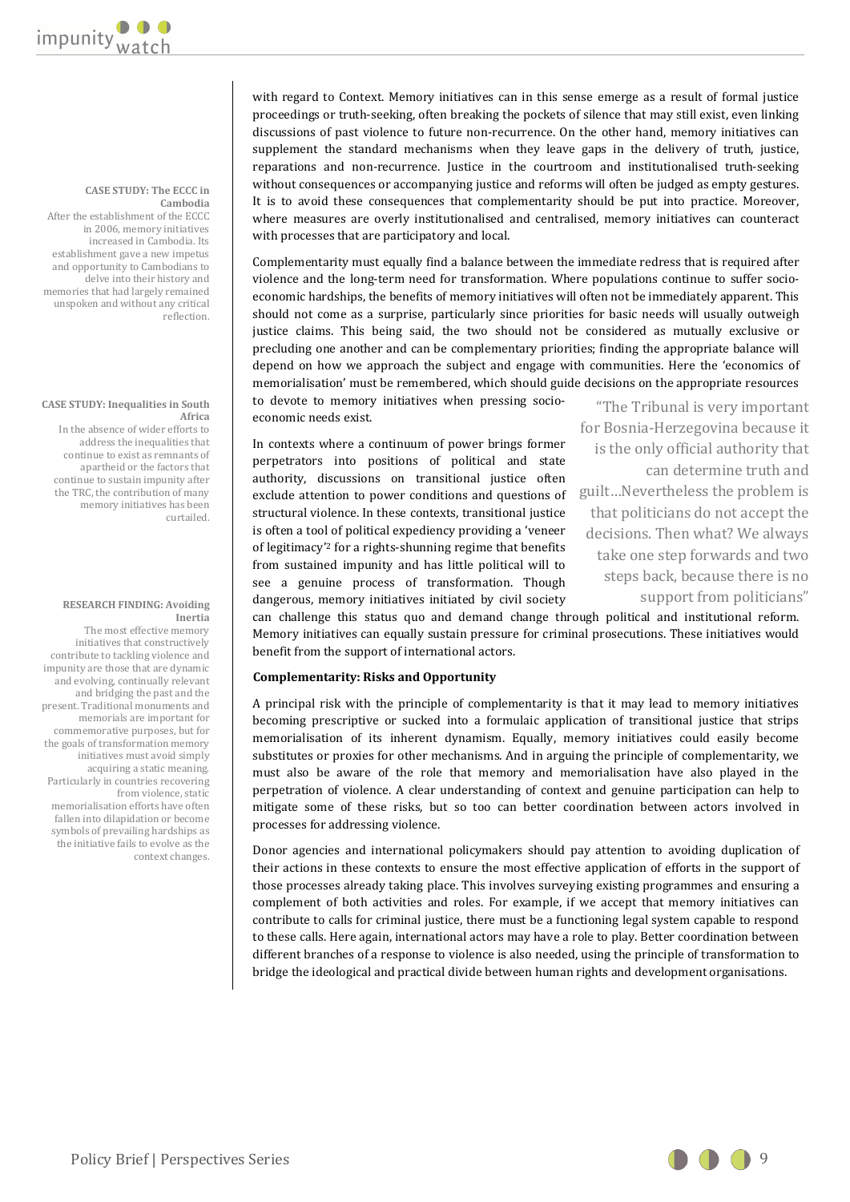with regard to Context. Memory initiatives can in this sense emerge as a result of formal justice proceedings or truth-seeking, often breaking the pockets of silence that may still exist, even linking discussions of past violence to future non-recurrence. On the other hand, memory initiatives can supplement the standard mechanisms when they leave gaps in the delivery of truth, justice, reparations and non-recurrence. Justice in the courtroom and institutionalised truth-seeking without consequences or accompanying justice and reforms will often be judged as empty gestures. It is to avoid these consequences that complementarity should be put into practice. Moreover, where measures are overly institutionalised and centralised, memory initiatives can counteract with processes that are participatory and local.

**CASE STUDY: The ECCC in Cambodia**
After the establishment of the ECCC in 2006, memory initiatives increased in Cambodia. Its establishment gave a new impetus and opportunity to Cambodians to delve into their history and memories that had largely remained unspoken and without any critical reflection.

Complementarity must equally find a balance between the immediate redress that is required after violence and the long-term need for transformation. Where populations continue to suffer socio-economic hardships, the benefits of memory initiatives will often not be immediately apparent. This should not come as a surprise, particularly since priorities for basic needs will usually outweigh justice claims. This being said, the two should not be considered as mutually exclusive or precluding one another and can be complementary priorities; finding the appropriate balance will depend on how we approach the subject and engage with communities. Here the 'economics of memorialisation' must be remembered, which should guide decisions on the appropriate resources to devote to memory initiatives when pressing socio-economic needs exist.

**CASE STUDY: Inequalities in South Africa**
In the absence of wider efforts to address the inequalities that continue to exist as remnants of apartheid or the factors that continue to sustain impunity after the TRC, the contribution of many memory initiatives has been curtailed.

In contexts where a continuum of power brings former perpetrators into positions of political and state authority, discussions on transitional justice often exclude attention to power conditions and questions of structural violence. In these contexts, transitional justice is often a tool of political expediency providing a 'veneer of legitimacy'[2] for a rights-shunning regime that benefits from sustained impunity and has little political will to see a genuine process of transformation. Though dangerous, memory initiatives initiated by civil society can challenge this status quo and demand change through political and institutional reform. Memory initiatives can equally sustain pressure for criminal prosecutions. These initiatives would benefit from the support of international actors.

> "The Tribunal is very important for Bosnia-Herzegovina because it is the only official authority that can determine truth and guilt…Nevertheless the problem is that politicians do not accept the decisions. Then what? We always take one step forwards and two steps back, because there is no support from politicians"

**RESEARCH FINDING: Avoiding Inertia**
The most effective memory initiatives that constructively contribute to tackling violence and impunity are those that are dynamic and evolving, continually relevant and bridging the past and the present. Traditional monuments and memorials are important for commemorative purposes, but for the goals of transformation memory initiatives must avoid simply acquiring a static meaning. Particularly in countries recovering from violence, static memorialisation efforts have often fallen into dilapidation or become symbols of prevailing hardships as the initiative fails to evolve as the context changes.

### Complementarity: Risks and Opportunity

A principal risk with the principle of complementarity is that it may lead to memory initiatives becoming prescriptive or sucked into a formulaic application of transitional justice that strips memorialisation of its inherent dynamism. Equally, memory initiatives could easily become substitutes or proxies for other mechanisms. And in arguing the principle of complementarity, we must also be aware of the role that memory and memorialisation have also played in the perpetration of violence. A clear understanding of context and genuine participation can help to mitigate some of these risks, but so too can better coordination between actors involved in processes for addressing violence.

Donor agencies and international policymakers should pay attention to avoiding duplication of their actions in these contexts to ensure the most effective application of efforts in the support of those processes already taking place. This involves surveying existing programmes and ensuring a complement of both activities and roles. For example, if we accept that memory initiatives can contribute to calls for criminal justice, there must be a functioning legal system capable to respond to these calls. Here again, international actors may have a role to play. Better coordination between different branches of a response to violence is also needed, using the principle of transformation to bridge the ideological and practical divide between human rights and development organisations.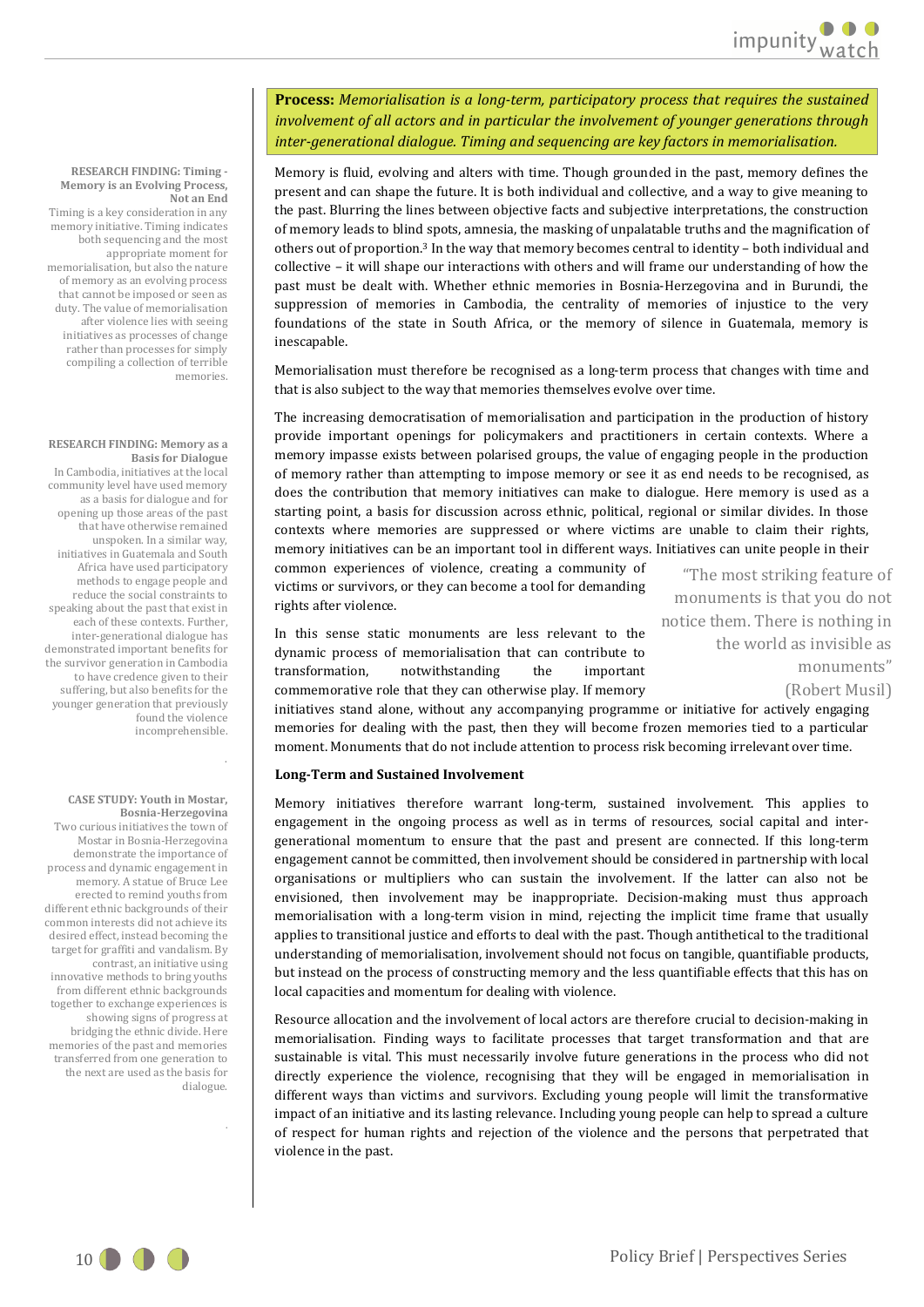**Process:** *Memorialisation is a long-term, participatory process that requires the sustained involvement of all actors and in particular the involvement of younger generations through inter-generational dialogue. Timing and sequencing are key factors in memorialisation.*

**RESEARCH FINDING: Timing - Memory is an Evolving Process, Not an End**

Timing is a key consideration in any memory initiative. Timing indicates both sequencing and the most appropriate moment for memorialisation, but also the nature of memory as an evolving process that cannot be imposed or seen as duty. The value of memorialisation after violence lies with seeing initiatives as processes of change rather than processes for simply compiling a collection of terrible memories.

**RESEARCH FINDING: Memory as a Basis for Dialogue**

In Cambodia, initiatives at the local community level have used memory as a basis for dialogue and for opening up those areas of the past that have otherwise remained unspoken. In a similar way, initiatives in Guatemala and South Africa have used participatory methods to engage people and reduce the social constraints to speaking about the past that exist in each of these contexts. Further, inter-generational dialogue has demonstrated important benefits for the survivor generation in Cambodia to have credence given to their suffering, but also benefits for the younger generation that previously found the violence incomprehensible.

**CASE STUDY: Youth in Mostar, Bosnia-Herzegovina**

Two curious initiatives the town of Mostar in Bosnia-Herzegovina demonstrate the importance of process and dynamic engagement in memory. A statue of Bruce Lee erected to remind youths from different ethnic backgrounds of their common interests did not achieve its desired effect, instead becoming the target for graffiti and vandalism. By contrast, an initiative using innovative methods to bring youths from different ethnic backgrounds together to exchange experiences is showing signs of progress at bridging the ethnic divide. Here memories of the past and memories transferred from one generation to the next are used as the basis for dialogue.

Memory is fluid, evolving and alters with time. Though grounded in the past, memory defines the present and can shape the future. It is both individual and collective, and a way to give meaning to the past. Blurring the lines between objective facts and subjective interpretations, the construction of memory leads to blind spots, amnesia, the masking of unpalatable truths and the magnification of others out of proportion.[3] In the way that memory becomes central to identity – both individual and collective – it will shape our interactions with others and will frame our understanding of how the past must be dealt with. Whether ethnic memories in Bosnia-Herzegovina and in Burundi, the suppression of memories in Cambodia, the centrality of memories of injustice to the very foundations of the state in South Africa, or the memory of silence in Guatemala, memory is inescapable.

Memorialisation must therefore be recognised as a long-term process that changes with time and that is also subject to the way that memories themselves evolve over time.

The increasing democratisation of memorialisation and participation in the production of history provide important openings for policymakers and practitioners in certain contexts. Where a memory impasse exists between polarised groups, the value of engaging people in the production of memory rather than attempting to impose memory or see it as end needs to be recognised, as does the contribution that memory initiatives can make to dialogue. Here memory is used as a starting point, a basis for discussion across ethnic, political, regional or similar divides. In those contexts where memories are suppressed or where victims are unable to claim their rights, memory initiatives can be an important tool in different ways. Initiatives can unite people in their common experiences of violence, creating a community of victims or survivors, or they can become a tool for demanding rights after violence.

> "The most striking feature of monuments is that you do not notice them. There is nothing in the world as invisible as monuments"
> (Robert Musil)

In this sense static monuments are less relevant to the dynamic process of memorialisation that can contribute to transformation, notwithstanding the important commemorative role that they can otherwise play. If memory initiatives stand alone, without any accompanying programme or initiative for actively engaging memories for dealing with the past, then they will become frozen memories tied to a particular moment. Monuments that do not include attention to process risk becoming irrelevant over time.

**Long-Term and Sustained Involvement**

Memory initiatives therefore warrant long-term, sustained involvement. This applies to engagement in the ongoing process as well as in terms of resources, social capital and inter-generational momentum to ensure that the past and present are connected. If this long-term engagement cannot be committed, then involvement should be considered in partnership with local organisations or multipliers who can sustain the involvement. If the latter can also not be envisioned, then involvement may be inappropriate. Decision-making must thus approach memorialisation with a long-term vision in mind, rejecting the implicit time frame that usually applies to transitional justice and efforts to deal with the past. Though antithetical to the traditional understanding of memorialisation, involvement should not focus on tangible, quantifiable products, but instead on the process of constructing memory and the less quantifiable effects that this has on local capacities and momentum for dealing with violence.

Resource allocation and the involvement of local actors are therefore crucial to decision-making in memorialisation. Finding ways to facilitate processes that target transformation and that are sustainable is vital. This must necessarily involve future generations in the process who did not directly experience the violence, recognising that they will be engaged in memorialisation in different ways than victims and survivors. Excluding young people will limit the transformative impact of an initiative and its lasting relevance. Including young people can help to spread a culture of respect for human rights and rejection of the violence and the persons that perpetrated that violence in the past.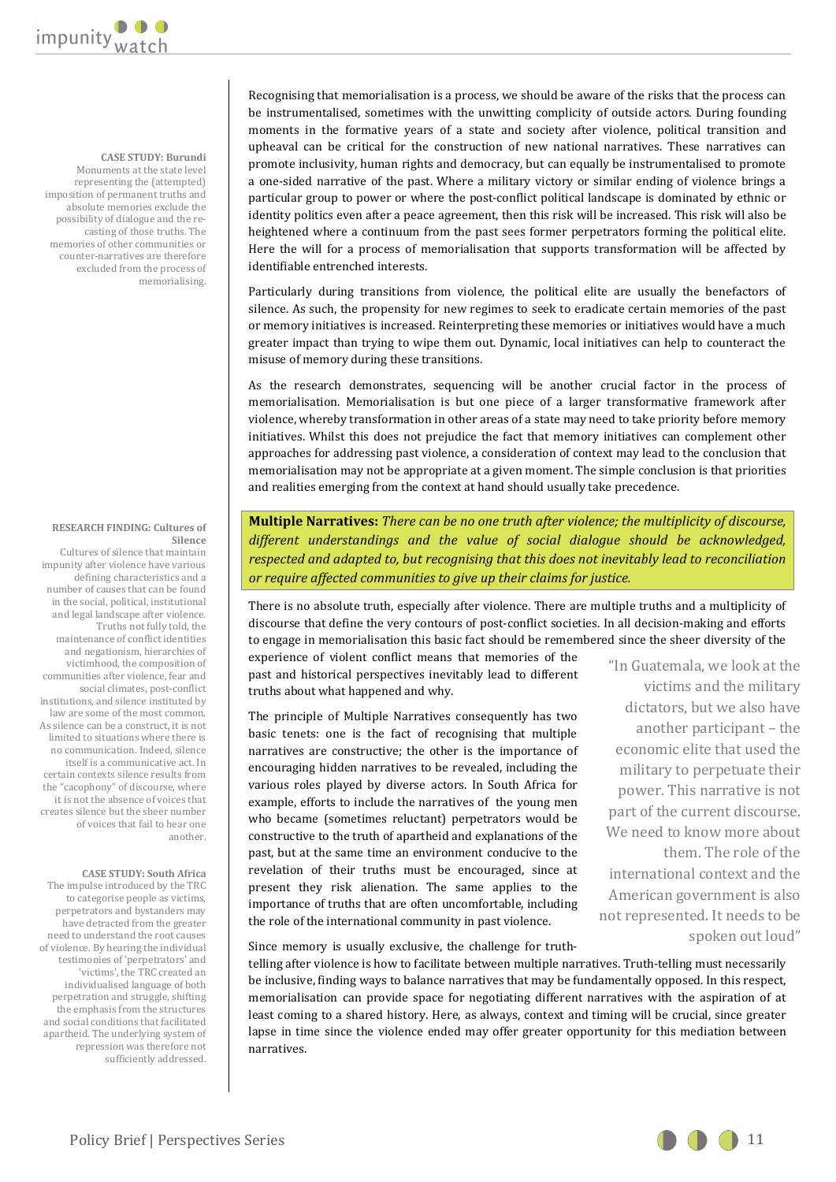**CASE STUDY: Burundi**
Monuments at the state level representing the (attempted) imposition of permanent truths and absolute memories exclude the possibility of dialogue and the re-casting of those truths. The memories of other communities or counter-narratives are therefore excluded from the process of memorialising.

Recognising that memorialisation is a process, we should be aware of the risks that the process can be instrumentalised, sometimes with the unwitting complicity of outside actors. During founding moments in the formative years of a state and society after violence, political transition and upheaval can be critical for the construction of new national narratives. These narratives can promote inclusivity, human rights and democracy, but can equally be instrumentalised to promote a one-sided narrative of the past. Where a military victory or similar ending of violence brings a particular group to power or where the post-conflict political landscape is dominated by ethnic or identity politics even after a peace agreement, then this risk will be increased. This risk will also be heightened where a continuum from the past sees former perpetrators forming the political elite. Here the will for a process of memorialisation that supports transformation will be affected by identifiable entrenched interests.

Particularly during transitions from violence, the political elite are usually the benefactors of silence. As such, the propensity for new regimes to seek to eradicate certain memories of the past or memory initiatives is increased. Reinterpreting these memories or initiatives would have a much greater impact than trying to wipe them out. Dynamic, local initiatives can help to counteract the misuse of memory during these transitions.

As the research demonstrates, sequencing will be another crucial factor in the process of memorialisation. Memorialisation is but one piece of a larger transformative framework after violence, whereby transformation in other areas of a state may need to take priority before memory initiatives. Whilst this does not prejudice the fact that memory initiatives can complement other approaches for addressing past violence, a consideration of context may lead to the conclusion that memorialisation may not be appropriate at a given moment. The simple conclusion is that priorities and realities emerging from the context at hand should usually take precedence.

**RESEARCH FINDING: Cultures of Silence**
Cultures of silence that maintain impunity after violence have various defining characteristics and a number of causes that can be found in the social, political, institutional and legal landscape after violence. Truths not fully told, the maintenance of conflict identities and negationism, hierarchies of victimhood, the composition of communities after violence, fear and social climates, post-conflict institutions, and silence instituted by law are some of the most common. As silence can be a construct, it is not limited to situations where there is no communication. Indeed, silence itself is a communicative act. In certain contexts silence results from the "cacophony" of discourse, where it is not the absence of voices that creates silence but the sheer number of voices that fail to hear one another.

**Multiple Narratives:** *There can be no one truth after violence; the multiplicity of discourse, different understandings and the value of social dialogue should be acknowledged, respected and adapted to, but recognising that this does not inevitably lead to reconciliation or require affected communities to give up their claims for justice.*

There is no absolute truth, especially after violence. There are multiple truths and a multiplicity of discourse that define the very contours of post-conflict societies. In all decision-making and efforts to engage in memorialisation this basic fact should be remembered since the sheer diversity of the experience of violent conflict means that memories of the past and historical perspectives inevitably lead to different truths about what happened and why.

The principle of Multiple Narratives consequently has two basic tenets: one is the fact of recognising that multiple narratives are constructive; the other is the importance of encouraging hidden narratives to be revealed, including the various roles played by diverse actors. In South Africa for example, efforts to include the narratives of the young men who became (sometimes reluctant) perpetrators would be constructive to the truth of apartheid and explanations of the past, but at the same time an environment conducive to the revelation of their truths must be encouraged, since at present they risk alienation. The same applies to the importance of truths that are often uncomfortable, including the role of the international community in past violence.

> "In Guatemala, we look at the victims and the military dictators, but we also have another participant – the economic elite that used the military to perpetuate their power. This narrative is not part of the current discourse. We need to know more about them. The role of the international context and the American government is also not represented. It needs to be spoken out loud"

Since memory is usually exclusive, the challenge for truth-telling after violence is how to facilitate between multiple narratives. Truth-telling must necessarily be inclusive, finding ways to balance narratives that may be fundamentally opposed. In this respect, memorialisation can provide space for negotiating different narratives with the aspiration of at least coming to a shared history. Here, as always, context and timing will be crucial, since greater lapse in time since the violence ended may offer greater opportunity for this mediation between narratives.

**CASE STUDY: South Africa**
The impulse introduced by the TRC to categorise people as victims, perpetrators and bystanders may have detracted from the greater need to understand the root causes of violence. By hearing the individual testimonies of 'perpetrators' and 'victims', the TRC created an individualised language of both perpetration and struggle, shifting the emphasis from the structures and social conditions that facilitated apartheid. The underlying system of repression was therefore not sufficiently addressed.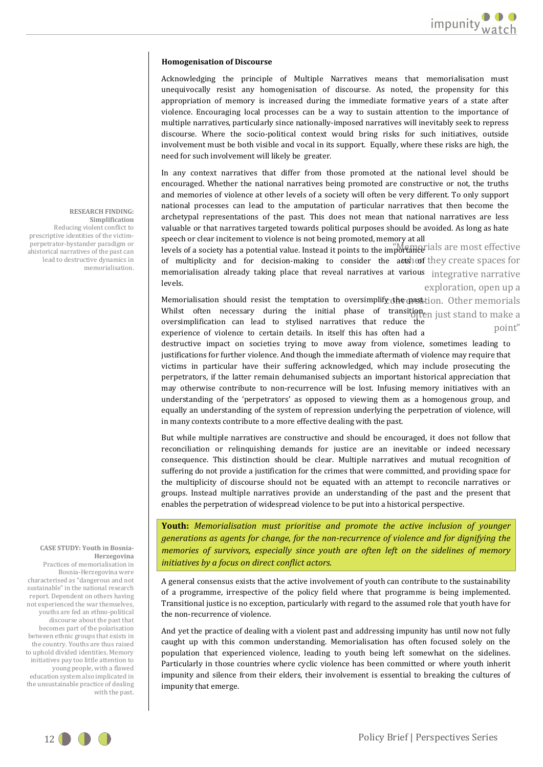**RESEARCH FINDING: Simplification**
Reducing violent conflict to prescriptive identities of the victim-perpetrator-bystander paradigm or ahistorical narratives of the past can lead to destructive dynamics in memorialisation.

**Homogenisation of Discourse**

Acknowledging the principle of Multiple Narratives means that memorialisation must unequivocally resist any homogenisation of discourse. As noted, the propensity for this appropriation of memory is increased during the immediate formative years of a state after violence. Encouraging local processes can be a way to sustain attention to the importance of multiple narratives, particularly since nationally-imposed narratives will inevitably seek to repress discourse. Where the socio-political context would bring risks for such initiatives, outside involvement must be both visible and vocal in its support. Equally, where these risks are high, the need for such involvement will likely be greater.

In any context narratives that differ from those promoted at the national level should be encouraged. Whether the national narratives being promoted are constructive or not, the truths and memories of violence at other levels of a society will often be very different. To only support national processes can lead to the amputation of particular narratives that then become the archetypal representations of the past. This does not mean that national narratives are less valuable or that narratives targeted towards political purposes should be avoided. As long as hate speech or clear incitement to violence is not being promoted, memory at all levels of a society has a potential value. Instead it points to the importance of multiplicity and for decision-making to consider the acts of memorialisation already taking place that reveal narratives at various levels.

> "Memorials are most effective when they create spaces for integrative narrative exploration, open up a conversation. Other memorials often just stand to make a point"

Memorialisation should resist the temptation to oversimplify the past. Whilst often necessary during the initial phase of transition, oversimplification can lead to stylised narratives that reduce the experience of violence to certain details. In itself this has often had a destructive impact on societies trying to move away from violence, sometimes leading to justifications for further violence. And though the immediate aftermath of violence may require that victims in particular have their suffering acknowledged, which may include prosecuting the perpetrators, if the latter remain dehumanised subjects an important historical appreciation that may otherwise contribute to non-recurrence will be lost. Infusing memory initiatives with an understanding of the 'perpetrators' as opposed to viewing them as a homogenous group, and equally an understanding of the system of repression underlying the perpetration of violence, will in many contexts contribute to a more effective dealing with the past.

But while multiple narratives are constructive and should be encouraged, it does not follow that reconciliation or relinquishing demands for justice are an inevitable or indeed necessary consequence. This distinction should be clear. Multiple narratives and mutual recognition of suffering do not provide a justification for the crimes that were committed, and providing space for the multiplicity of discourse should not be equated with an attempt to reconcile narratives or groups. Instead multiple narratives provide an understanding of the past and the present that enables the perpetration of widespread violence to be put into a historical perspective.

**Youth:** *Memorialisation must prioritise and promote the active inclusion of younger generations as agents for change, for the non-recurrence of violence and for dignifying the memories of survivors, especially since youth are often left on the sidelines of memory initiatives by a focus on direct conflict actors.*

**CASE STUDY: Youth in Bosnia-Herzegovina**
Practices of memorialisation in Bosnia-Herzegovina were characterised as "dangerous and not sustainable" in the national research report. Dependent on others having not experienced the war themselves, youths are fed an ethno-political discourse about the past that becomes part of the polarisation between ethnic groups that exists in the country. Youths are thus raised to uphold divided identities. Memory initiatives pay too little attention to young people, with a flawed education system also implicated in the unsustainable practice of dealing with the past.

A general consensus exists that the active involvement of youth can contribute to the sustainability of a programme, irrespective of the policy field where that programme is being implemented. Transitional justice is no exception, particularly with regard to the assumed role that youth have for the non-recurrence of violence.

And yet the practice of dealing with a violent past and addressing impunity has until now not fully caught up with this common understanding. Memorialisation has often focused solely on the population that experienced violence, leading to youth being left somewhat on the sidelines. Particularly in those countries where cyclic violence has been committed or where youth inherit impunity and silence from their elders, their involvement is essential to breaking the cultures of impunity that emerge.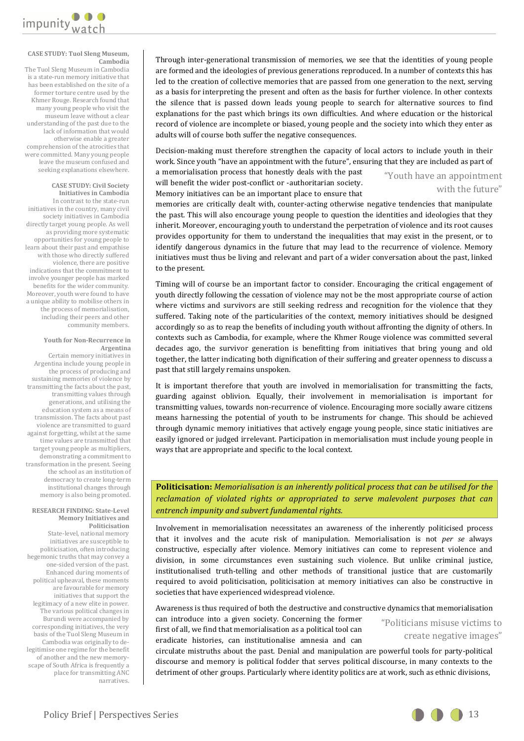**CASE STUDY: Tuol Sleng Museum, Cambodia**

The Tuol Sleng Museum in Cambodia is a state-run memory initiative that has been established on the site of a former torture centre used by the Khmer Rouge. Research found that many young people who visit the museum leave without a clear understanding of the past due to the lack of information that would otherwise enable a greater comprehension of the atrocities that were committed. Many young people leave the museum confused and seeking explanations elsewhere.

**CASE STUDY: Civil Society Initiatives in Cambodia**

In contrast to the state-run initiatives in the country, many civil society initiatives in Cambodia directly target young people. As well as providing more systematic opportunities for young people to learn about their past and empathise with those who directly suffered violence, there are positive indications that the commitment to involve younger people has marked benefits for the wider community. Moreover, youth were found to have a unique ability to mobilise others in the process of memorialisation, including their peers and other community members.

**Youth for Non-Recurrence in Argentina**

Certain memory initiatives in Argentina include young people in the process of producing and sustaining memories of violence by transmitting the facts about the past, transmitting values through generations, and utilising the education system as a means of transmission. The facts about past violence are transmitted to guard against forgetting, whilst at the same time values are transmitted that target young people as multipliers, demonstrating a commitment to transformation in the present. Seeing the school as an institution of democracy to create long-term institutional changes through memory is also being promoted.

**RESEARCH FINDING: State-Level Memory Initiatives and Politicisation**

State-level, national memory initiatives are susceptible to politicisation, often introducing hegemonic truths that may convey a one-sided version of the past. Enhanced during moments of political upheaval, these moments are favourable for memory initiatives that support the legitimacy of a new elite in power. The various political changes in Burundi were accompanied by commemorating initiatives, the very basis of the Tuol Sleng Museum in Cambodia was originally to de-legitimise one regime for the benefit of another and the new memory-scape of South Africa is frequently a place for transmitting ANC narratives.

Through inter-generational transmission of memories, we see that the identities of young people are formed and the ideologies of previous generations reproduced. In a number of contexts this has led to the creation of collective memories that are passed from one generation to the next, serving as a basis for interpreting the present and often as the basis for further violence. In other contexts the silence that is passed down leads young people to search for alternative sources to find explanations for the past which brings its own difficulties. And where education or the historical record of violence are incomplete or biased, young people and the society into which they enter as adults will of course both suffer the negative consequences.

Decision-making must therefore strengthen the capacity of local actors to include youth in their work. Since youth "have an appointment with the future", ensuring that they are included as part of a memorialisation process that honestly deals with the past will benefit the wider post-conflict or -authoritarian society. Memory initiatives can be an important place to ensure that memories are critically dealt with, counter-acting otherwise negative tendencies that manipulate the past. This will also encourage young people to question the identities and ideologies that they inherit. Moreover, encouraging youth to understand the perpetration of violence and its root causes provides opportunity for them to understand the inequalities that may exist in the present, or to identify dangerous dynamics in the future that may lead to the recurrence of violence. Memory initiatives must thus be living and relevant and part of a wider conversation about the past, linked to the present.

> "Youth have an appointment with the future"

Timing will of course be an important factor to consider. Encouraging the critical engagement of youth directly following the cessation of violence may not be the most appropriate course of action where victims and survivors are still seeking redress and recognition for the violence that they suffered. Taking note of the particularities of the context, memory initiatives should be designed accordingly so as to reap the benefits of including youth without affronting the dignity of others. In contexts such as Cambodia, for example, where the Khmer Rouge violence was committed several decades ago, the survivor generation is benefitting from initiatives that bring young and old together, the latter indicating both dignification of their suffering and greater openness to discuss a past that still largely remains unspoken.

It is important therefore that youth are involved in memorialisation for transmitting the facts, guarding against oblivion. Equally, their involvement in memorialisation is important for transmitting values, towards non-recurrence of violence. Encouraging more socially aware citizens means harnessing the potential of youth to be instruments for change. This should be achieved through dynamic memory initiatives that actively engage young people, since static initiatives are easily ignored or judged irrelevant. Participation in memorialisation must include young people in ways that are appropriate and specific to the local context.

**Politicisation:** *Memorialisation is an inherently political process that can be utilised for the reclamation of violated rights or appropriated to serve malevolent purposes that can entrench impunity and subvert fundamental rights.*

Involvement in memorialisation necessitates an awareness of the inherently politicised process that it involves and the acute risk of manipulation. Memorialisation is not *per se* always constructive, especially after violence. Memory initiatives can come to represent violence and division, in some circumstances even sustaining such violence. But unlike criminal justice, institutionalised truth-telling and other methods of transitional justice that are customarily required to avoid politicisation, politicisation at memory initiatives can also be constructive in societies that have experienced widespread violence.

Awareness is thus required of both the destructive and constructive dynamics that memorialisation can introduce into a given society. Concerning the former first of all, we find that memorialisation as a political tool can eradicate histories, can institutionalise amnesia and can circulate mistruths about the past. Denial and manipulation are powerful tools for party-political discourse and memory is political fodder that serves political discourse, in many contexts to the detriment of other groups. Particularly where identity politics are at work, such as ethnic divisions,

> "Politicians misuse victims to create negative images"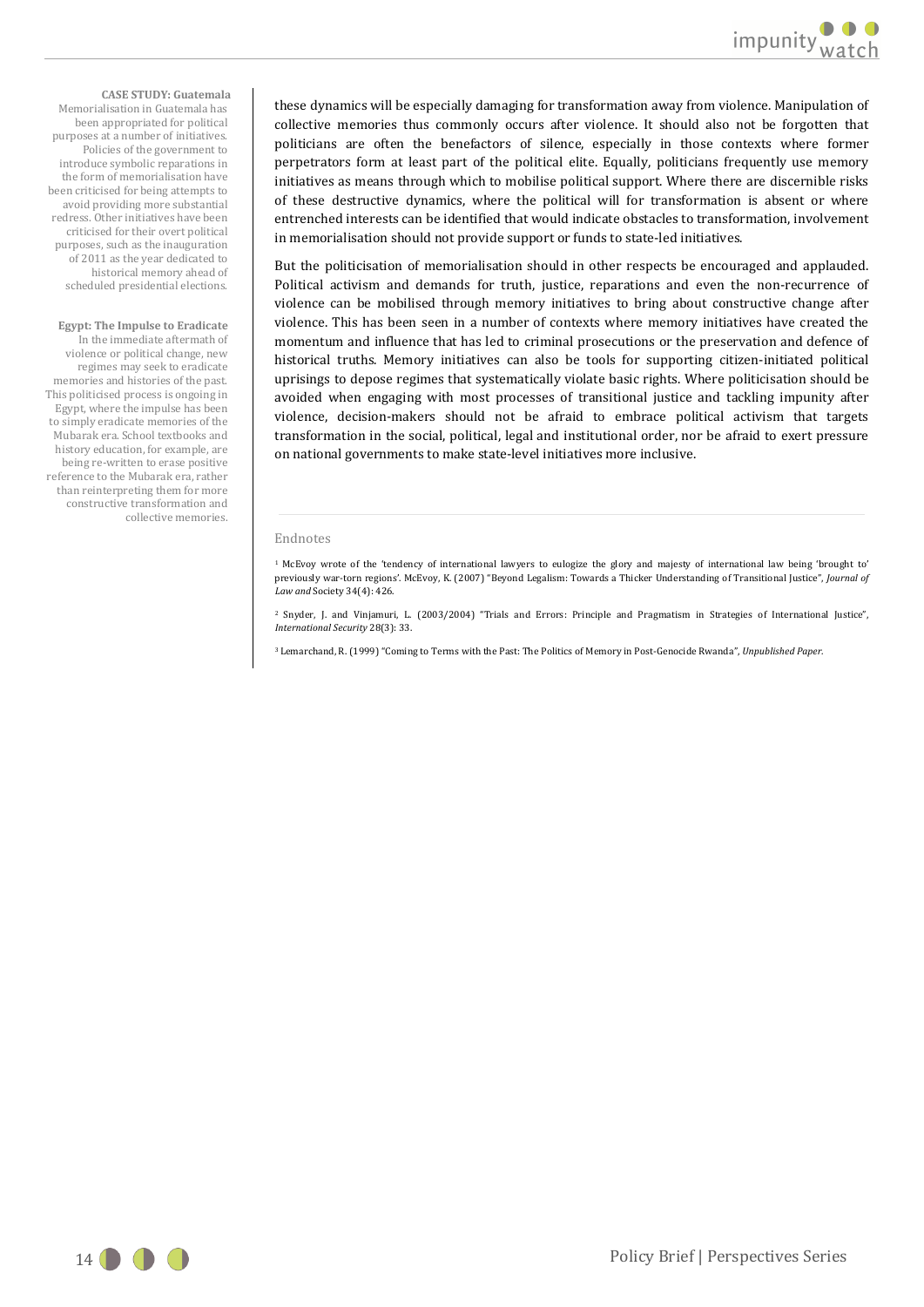these dynamics will be especially damaging for transformation away from violence. Manipulation of collective memories thus commonly occurs after violence. It should also not be forgotten that politicians are often the benefactors of silence, especially in those contexts where former perpetrators form at least part of the political elite. Equally, politicians frequently use memory initiatives as means through which to mobilise political support. Where there are discernible risks of these destructive dynamics, where the political will for transformation is absent or where entrenched interests can be identified that would indicate obstacles to transformation, involvement in memorialisation should not provide support or funds to state-led initiatives.

But the politicisation of memorialisation should in other respects be encouraged and applauded. Political activism and demands for truth, justice, reparations and even the non-recurrence of violence can be mobilised through memory initiatives to bring about constructive change after violence. This has been seen in a number of contexts where memory initiatives have created the momentum and influence that has led to criminal prosecutions or the preservation and defence of historical truths. Memory initiatives can also be tools for supporting citizen-initiated political uprisings to depose regimes that systematically violate basic rights. Where politicisation should be avoided when engaging with most processes of transitional justice and tackling impunity after violence, decision-makers should not be afraid to embrace political activism that targets transformation in the social, political, legal and institutional order, nor be afraid to exert pressure on national governments to make state-level initiatives more inclusive.

**CASE STUDY: Guatemala**

Memorialisation in Guatemala has been appropriated for political purposes at a number of initiatives. Policies of the government to introduce symbolic reparations in the form of memorialisation have been criticised for being attempts to avoid providing more substantial redress. Other initiatives have been criticised for their overt political purposes, such as the inauguration of 2011 as the year dedicated to historical memory ahead of scheduled presidential elections.

**Egypt: The Impulse to Eradicate**

In the immediate aftermath of violence or political change, new regimes may seek to eradicate memories and histories of the past. This politicised process is ongoing in Egypt, where the impulse has been to simply eradicate memories of the Mubarak era. School textbooks and history education, for example, are being re-written to erase positive reference to the Mubarak era, rather than reinterpreting them for more constructive transformation and collective memories.

## Endnotes

[1] McEvoy wrote of the 'tendency of international lawyers to eulogize the glory and majesty of international law being 'brought to' previously war-torn regions'. McEvoy, K. (2007) "Beyond Legalism: Towards a Thicker Understanding of Transitional Justice", *Journal of Law and* Society 34(4): 426.

[2] Snyder, J. and Vinjamuri, L. (2003/2004) "Trials and Errors: Principle and Pragmatism in Strategies of International Justice", *International Security* 28(3): 33.

[3] Lemarchand, R. (1999) "Coming to Terms with the Past: The Politics of Memory in Post-Genocide Rwanda", *Unpublished Paper*.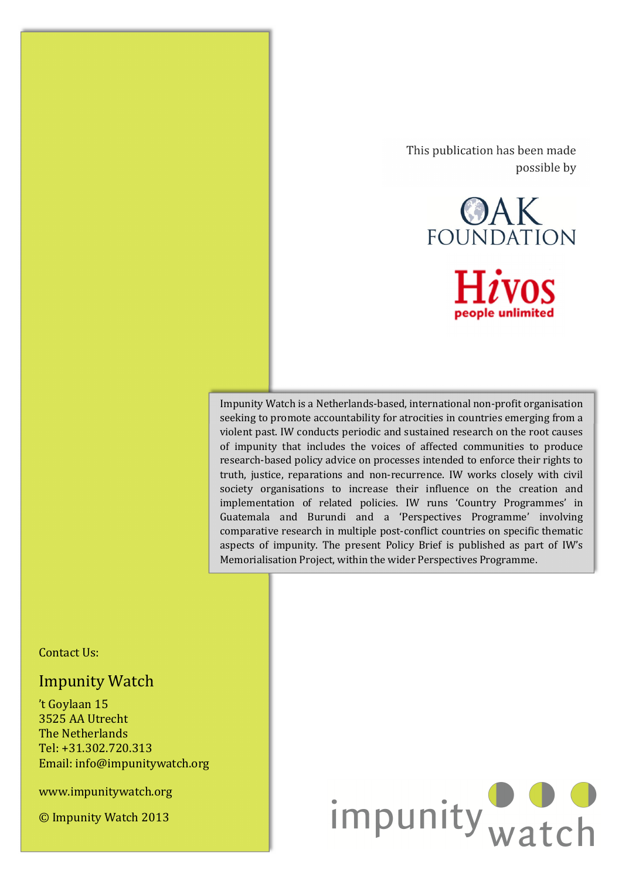This publication has been made possible by

OAK FOUNDATION

Hivos
people unlimited

Impunity Watch is a Netherlands-based, international non-profit organisation seeking to promote accountability for atrocities in countries emerging from a violent past. IW conducts periodic and sustained research on the root causes of impunity that includes the voices of affected communities to produce research-based policy advice on processes intended to enforce their rights to truth, justice, reparations and non-recurrence. IW works closely with civil society organisations to increase their influence on the creation and implementation of related policies. IW runs 'Country Programmes' in Guatemala and Burundi and a 'Perspectives Programme' involving comparative research in multiple post-conflict countries on specific thematic aspects of impunity. The present Policy Brief is published as part of IW's Memorialisation Project, within the wider Perspectives Programme.

Contact Us:

## Impunity Watch

't Goylaan 15
3525 AA Utrecht
The Netherlands
Tel: +31.302.720.313
Email: info@impunitywatch.org

www.impunitywatch.org

© Impunity Watch 2013

impunity watch